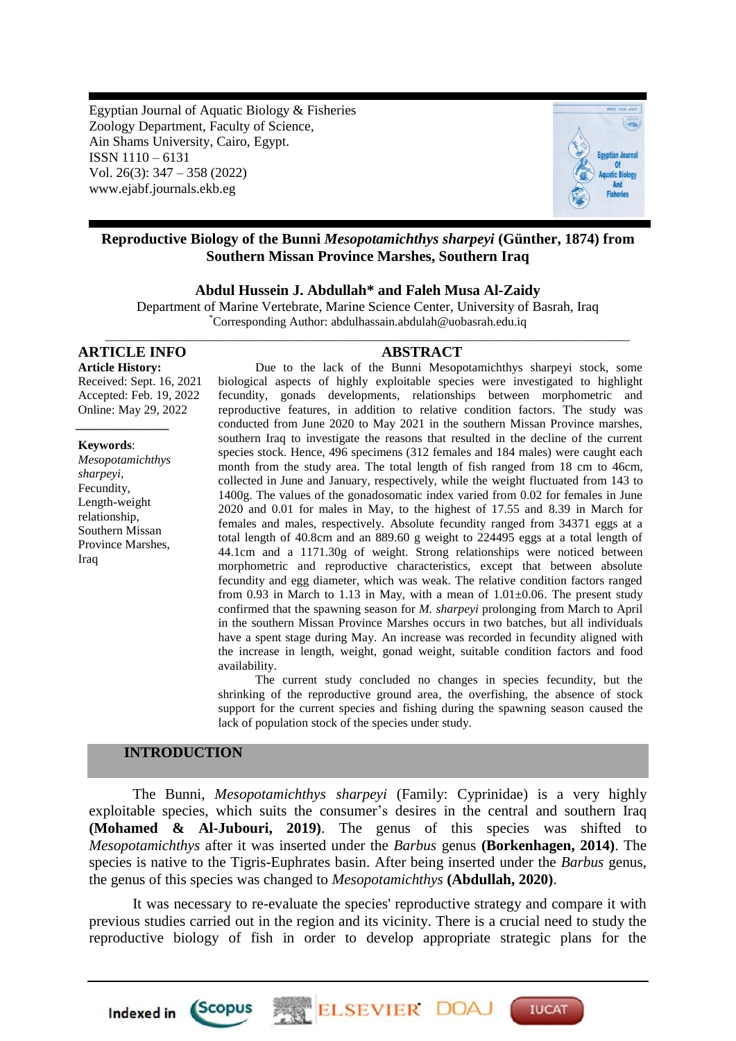Egyptian Journal of Aquatic Biology & Fisheries
Zoology Department, Faculty of Science,
Ain Shams University, Cairo, Egypt.
ISSN 1110 – 6131
Vol. 26(3): 347 – 358 (2022)
www.ejabf.journals.ekb.eg

# Reproductive Biology of the Bunni *Mesopotamichthys sharpeyi* (Günther, 1874) from Southern Missan Province Marshes, Southern Iraq

**Abdul Hussein J. Abdullah* and Faleh Musa Al-Zaidy**

Department of Marine Vertebrate, Marine Science Center, University of Basrah, Iraq
*Corresponding Author: abdulhassain.abdulah@uobasrah.edu.iq

## ARTICLE INFO

**Article History:**
Received: Sept. 16, 2021
Accepted: Feb. 19, 2022
Online: May 29, 2022

**Keywords**:
*Mesopotamichthys sharpeyi*,
Fecundity,
Length-weight relationship,
Southern Missan Province Marshes,
Iraq

## ABSTRACT

Due to the lack of the Bunni Mesopotamichthys sharpeyi stock, some biological aspects of highly exploitable species were investigated to highlight fecundity, gonads developments, relationships between morphometric and reproductive features, in addition to relative condition factors. The study was conducted from June 2020 to May 2021 in the southern Missan Province marshes, southern Iraq to investigate the reasons that resulted in the decline of the current species stock. Hence, 496 specimens (312 females and 184 males) were caught each month from the study area. The total length of fish ranged from 18 cm to 46cm, collected in June and January, respectively, while the weight fluctuated from 143 to 1400g. The values of the gonadosomatic index varied from 0.02 for females in June 2020 and 0.01 for males in May, to the highest of 17.55 and 8.39 in March for females and males, respectively. Absolute fecundity ranged from 34371 eggs at a total length of 40.8cm and an 889.60 g weight to 224495 eggs at a total length of 44.1cm and a 1171.30g of weight. Strong relationships were noticed between morphometric and reproductive characteristics, except that between absolute fecundity and egg diameter, which was weak. The relative condition factors ranged from 0.93 in March to 1.13 in May, with a mean of 1.01±0.06. The present study confirmed that the spawning season for *M. sharpeyi* prolonging from March to April in the southern Missan Province Marshes occurs in two batches, but all individuals have a spent stage during May. An increase was recorded in fecundity aligned with the increase in length, weight, gonad weight, suitable condition factors and food availability.

The current study concluded no changes in species fecundity, but the shrinking of the reproductive ground area, the overfishing, the absence of stock support for the current species and fishing during the spawning season caused the lack of population stock of the species under study.

## INTRODUCTION

The Bunni, *Mesopotamichthys sharpeyi* (Family: Cyprinidae) is a very highly exploitable species, which suits the consumer's desires in the central and southern Iraq **(Mohamed & Al-Jubouri, 2019)**. The genus of this species was shifted to *Mesopotamichthys* after it was inserted under the *Barbus* genus **(Borkenhagen, 2014)**. The species is native to the Tigris-Euphrates basin. After being inserted under the *Barbus* genus, the genus of this species was changed to *Mesopotamichthys* **(Abdullah, 2020)**.

It was necessary to re-evaluate the species' reproductive strategy and compare it with previous studies carried out in the region and its vicinity. There is a crucial need to study the reproductive biology of fish in order to develop appropriate strategic plans for the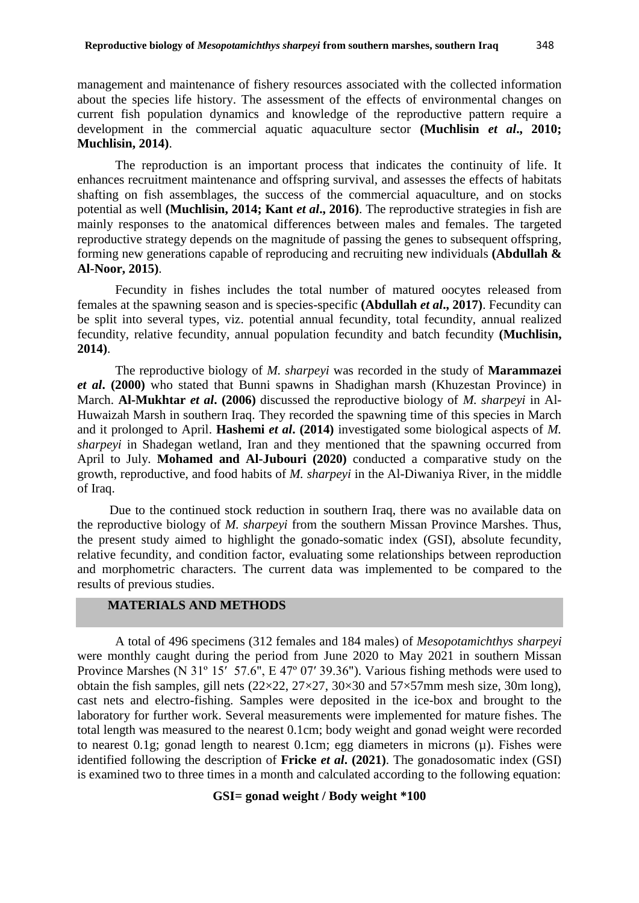management and maintenance of fishery resources associated with the collected information about the species life history. The assessment of the effects of environmental changes on current fish population dynamics and knowledge of the reproductive pattern require a development in the commercial aquatic aquaculture sector **(Muchlisin *et al*., 2010; Muchlisin, 2014)**.

The reproduction is an important process that indicates the continuity of life. It enhances recruitment maintenance and offspring survival, and assesses the effects of habitats shafting on fish assemblages, the success of the commercial aquaculture, and on stocks potential as well **(Muchlisin, 2014; Kant *et al*., 2016)**. The reproductive strategies in fish are mainly responses to the anatomical differences between males and females. The targeted reproductive strategy depends on the magnitude of passing the genes to subsequent offspring, forming new generations capable of reproducing and recruiting new individuals **(Abdullah & Al-Noor, 2015)**.

Fecundity in fishes includes the total number of matured oocytes released from females at the spawning season and is species-specific **(Abdullah *et al*., 2017)**. Fecundity can be split into several types, viz. potential annual fecundity, total fecundity, annual realized fecundity, relative fecundity, annual population fecundity and batch fecundity **(Muchlisin, 2014)**.

The reproductive biology of *M. sharpeyi* was recorded in the study of **Marammazei *et al*. (2000)** who stated that Bunni spawns in Shadighan marsh (Khuzestan Province) in March. **Al-Mukhtar *et al*. (2006)** discussed the reproductive biology of *M. sharpeyi* in Al-Huwaizah Marsh in southern Iraq. They recorded the spawning time of this species in March and it prolonged to April. **Hashemi *et al*. (2014)** investigated some biological aspects of *M. sharpeyi* in Shadegan wetland, Iran and they mentioned that the spawning occurred from April to July. **Mohamed and Al-Jubouri (2020)** conducted a comparative study on the growth, reproductive, and food habits of *M. sharpeyi* in the Al-Diwaniya River, in the middle of Iraq.

Due to the continued stock reduction in southern Iraq, there was no available data on the reproductive biology of *M. sharpeyi* from the southern Missan Province Marshes. Thus, the present study aimed to highlight the gonado-somatic index (GSI), absolute fecundity, relative fecundity, and condition factor, evaluating some relationships between reproduction and morphometric characters. The current data was implemented to be compared to the results of previous studies.

## MATERIALS AND METHODS

A total of 496 specimens (312 females and 184 males) of *Mesopotamichthys sharpeyi* were monthly caught during the period from June 2020 to May 2021 in southern Missan Province Marshes (N 31º 15′ 57.6", E 47º 07′ 39.36"). Various fishing methods were used to obtain the fish samples, gill nets (22×22, 27×27, 30×30 and 57×57mm mesh size, 30m long), cast nets and electro-fishing. Samples were deposited in the ice-box and brought to the laboratory for further work. Several measurements were implemented for mature fishes. The total length was measured to the nearest 0.1cm; body weight and gonad weight were recorded to nearest 0.1g; gonad length to nearest 0.1cm; egg diameters in microns (µ). Fishes were identified following the description of **Fricke *et al*. (2021)**. The gonadosomatic index (GSI) is examined two to three times in a month and calculated according to the following equation:

$$\text{GSI} = \text{gonad weight} / \text{Body weight} * 100$$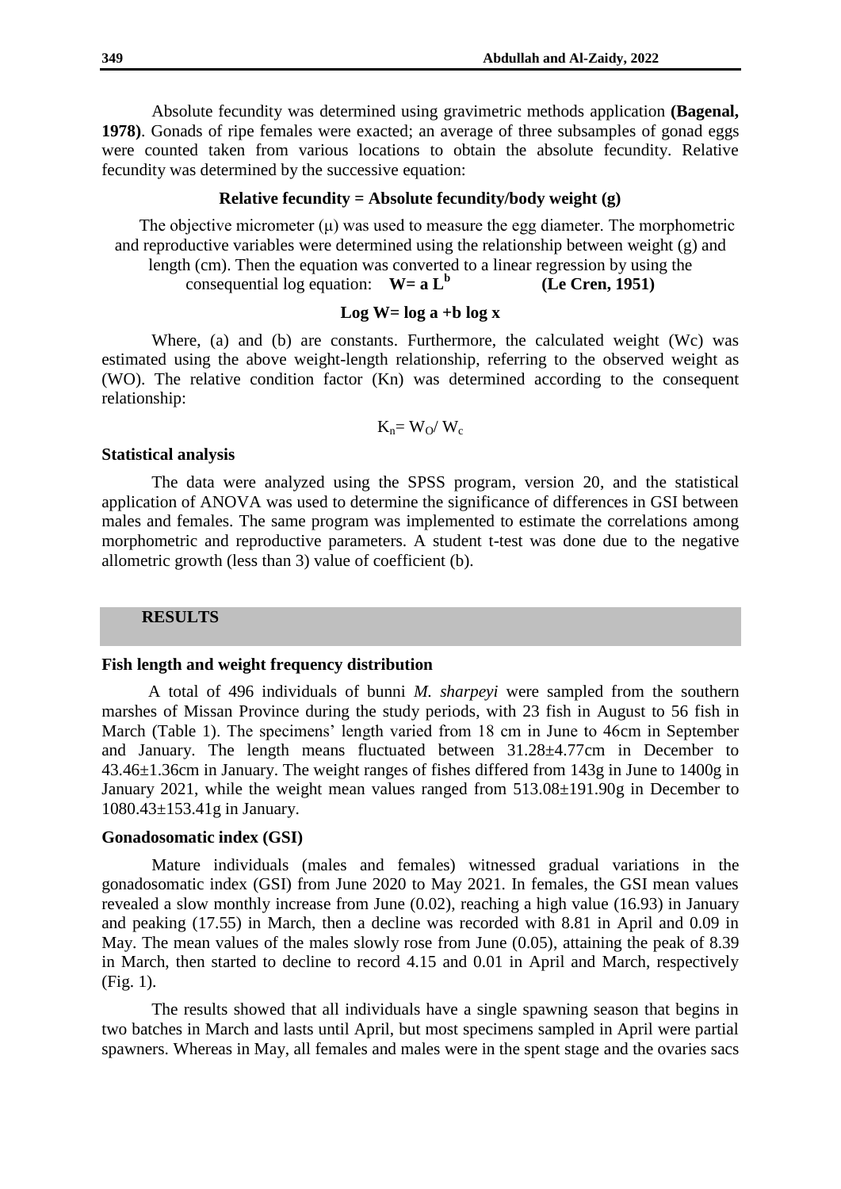Absolute fecundity was determined using gravimetric methods application **(Bagenal, 1978)**. Gonads of ripe females were exacted; an average of three subsamples of gonad eggs were counted taken from various locations to obtain the absolute fecundity. Relative fecundity was determined by the successive equation:

**Relative fecundity = Absolute fecundity/body weight (g)**

The objective micrometer (μ) was used to measure the egg diameter. The morphometric and reproductive variables were determined using the relationship between weight (g) and length (cm). Then the equation was converted to a linear regression by using the consequential log equation: $W = a\,L^b$ **(Le Cren, 1951)**

$$\log W = \log a + b \log x$$

Where, (a) and (b) are constants. Furthermore, the calculated weight (Wc) was estimated using the above weight-length relationship, referring to the observed weight as (WO). The relative condition factor (Kn) was determined according to the consequent relationship:

$$K_n = W_O / W_c$$

**Statistical analysis**

The data were analyzed using the SPSS program, version 20, and the statistical application of ANOVA was used to determine the significance of differences in GSI between males and females. The same program was implemented to estimate the correlations among morphometric and reproductive parameters. A student t-test was done due to the negative allometric growth (less than 3) value of coefficient (b).

## RESULTS

**Fish length and weight frequency distribution**

A total of 496 individuals of bunni *M. sharpeyi* were sampled from the southern marshes of Missan Province during the study periods, with 23 fish in August to 56 fish in March (Table 1). The specimens' length varied from 18 cm in June to 46cm in September and January. The length means fluctuated between 31.28±4.77cm in December to 43.46±1.36cm in January. The weight ranges of fishes differed from 143g in June to 1400g in January 2021, while the weight mean values ranged from 513.08±191.90g in December to 1080.43±153.41g in January.

**Gonadosomatic index (GSI)**

Mature individuals (males and females) witnessed gradual variations in the gonadosomatic index (GSI) from June 2020 to May 2021. In females, the GSI mean values revealed a slow monthly increase from June (0.02), reaching a high value (16.93) in January and peaking (17.55) in March, then a decline was recorded with 8.81 in April and 0.09 in May. The mean values of the males slowly rose from June (0.05), attaining the peak of 8.39 in March, then started to decline to record 4.15 and 0.01 in April and March, respectively (Fig. 1).

The results showed that all individuals have a single spawning season that begins in two batches in March and lasts until April, but most specimens sampled in April were partial spawners. Whereas in May, all females and males were in the spent stage and the ovaries sacs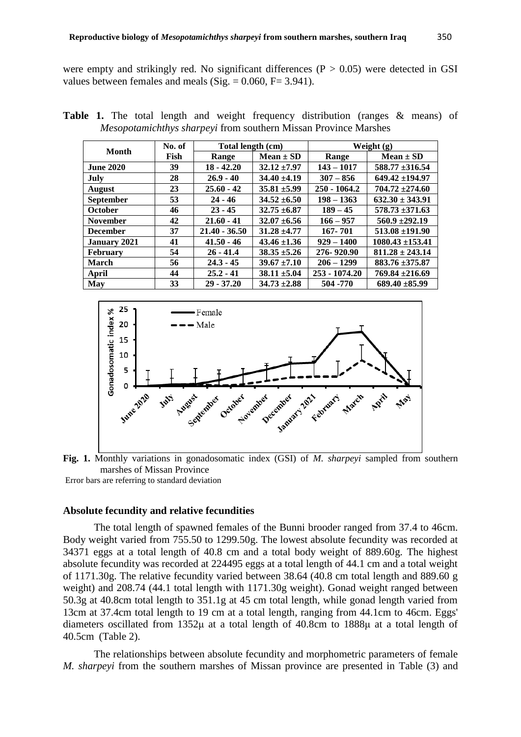were empty and strikingly red. No significant differences ($P > 0.05$) were detected in GSI values between females and meals (Sig. = 0.060, F= 3.941).

**Table 1.** The total length and weight frequency distribution (ranges & means) of *Mesopotamichthys sharpeyi* from southern Missan Province Marshes

| Month | No. of Fish | Total length (cm) | | Weight (g) | |
|---|---|---|---|---|---|
| | | Range | Mean ± SD | Range | Mean ± SD |
| **June 2020** | **39** | **18 - 42.20** | **32.12 ±7.97** | **143 – 1017** | **588.77 ±316.54** |
| **July** | **28** | **26.9 - 40** | **34.40 ±4.19** | **307 – 856** | **649.42 ±194.97** |
| **August** | **23** | **25.60 - 42** | **35.81 ±5.99** | **250 - 1064.2** | **704.72 ±274.60** |
| **September** | **53** | **24 - 46** | **34.52 ±6.50** | **198 – 1363** | **632.30 ± 343.91** |
| **October** | **46** | **23 - 45** | **32.75 ±6.87** | **189 – 45** | **578.73 ±371.63** |
| **November** | **42** | **21.60 - 41** | **32.07 ±6.56** | **166 – 957** | **560.9 ±292.19** |
| **December** | **37** | **21.40 - 36.50** | **31.28 ±4.77** | **167- 701** | **513.08 ±191.90** |
| **January 2021** | **41** | **41.50 - 46** | **43.46 ±1.36** | **929 – 1400** | **1080.43 ±153.41** |
| **February** | **54** | **26 - 41.4** | **38.35 ±5.26** | **276- 920.90** | **811.28 ± 243.14** |
| **March** | **56** | **24.3 - 45** | **39.67 ±7.10** | **206 – 1299** | **883.76 ±375.87** |
| **April** | **44** | **25.2 - 41** | **38.11 ±5.04** | **253 - 1074.20** | **769.84 ±216.69** |
| **May** | **33** | **29 - 37.20** | **34.73 ±2.88** | **504 -770** | **689.40 ±85.99** |

**Fig. 1.** Monthly variations in gonadosomatic index (GSI) of *M. sharpeyi* sampled from southern marshes of Missan Province

Error bars are referring to standard deviation

### Absolute fecundity and relative fecundities

The total length of spawned females of the Bunni brooder ranged from 37.4 to 46cm. Body weight varied from 755.50 to 1299.50g. The lowest absolute fecundity was recorded at 34371 eggs at a total length of 40.8 cm and a total body weight of 889.60g. The highest absolute fecundity was recorded at 224495 eggs at a total length of 44.1 cm and a total weight of 1171.30g. The relative fecundity varied between 38.64 (40.8 cm total length and 889.60 g weight) and 208.74 (44.1 total length with 1171.30g weight). Gonad weight ranged between 50.3g at 40.8cm total length to 351.1g at 45 cm total length, while gonad length varied from 13cm at 37.4cm total length to 19 cm at a total length, ranging from 44.1cm to 46cm. Eggs' diameters oscillated from 1352µ at a total length of 40.8cm to 1888µ at a total length of 40.5cm (Table 2).

The relationships between absolute fecundity and morphometric parameters of female *M. sharpeyi* from the southern marshes of Missan province are presented in Table (3) and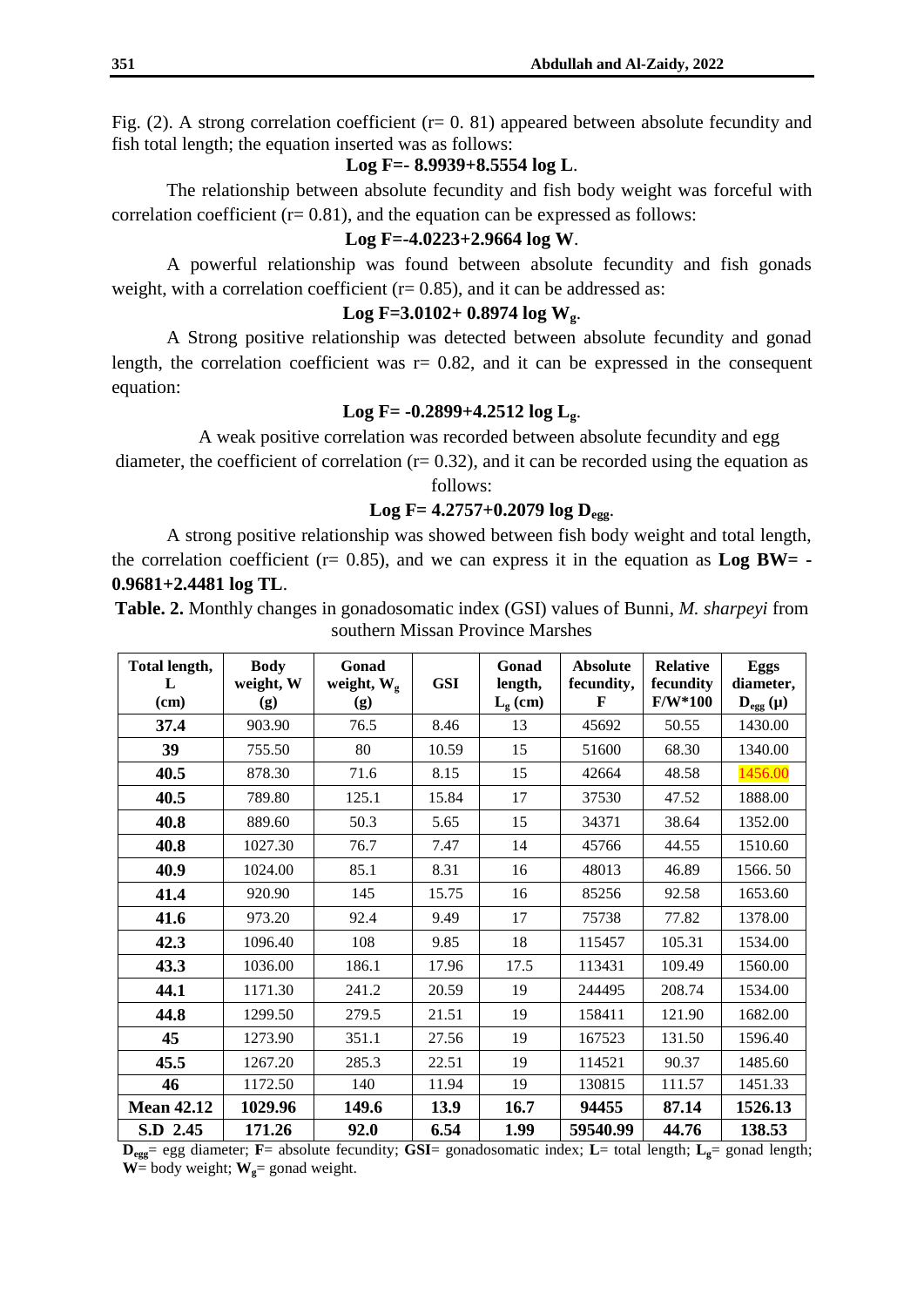Fig. (2). A strong correlation coefficient (r= 0. 81) appeared between absolute fecundity and fish total length; the equation inserted was as follows:

$$\textbf{Log F=- 8.9939+8.5554 log L}.$$

The relationship between absolute fecundity and fish body weight was forceful with correlation coefficient (r= 0.81), and the equation can be expressed as follows:

$$\textbf{Log F=-4.0223+2.9664 log W}.$$

A powerful relationship was found between absolute fecundity and fish gonads weight, with a correlation coefficient (r= 0.85), and it can be addressed as:

$$\textbf{Log F=3.0102+ 0.8974 log } \mathbf{W_g}.$$

A Strong positive relationship was detected between absolute fecundity and gonad length, the correlation coefficient was r= 0.82, and it can be expressed in the consequent equation:

$$\textbf{Log F= -0.2899+4.2512 log } \mathbf{L_g}.$$

A weak positive correlation was recorded between absolute fecundity and egg diameter, the coefficient of correlation (r= 0.32), and it can be recorded using the equation as follows:

$$\textbf{Log F= 4.2757+0.2079 log } \mathbf{D_{egg}}.$$

A strong positive relationship was showed between fish body weight and total length, the correlation coefficient (r= 0.85), and we can express it in the equation as **Log BW= -0.9681+2.4481 log TL**.

**Table. 2.** Monthly changes in gonadosomatic index (GSI) values of Bunni, *M. sharpeyi* from southern Missan Province Marshes

| Total length, L (cm) | Body weight, W (g) | Gonad weight, $W_g$ (g) | GSI | Gonad length, $L_g$ (cm) | Absolute fecundity, F | Relative fecundity F/W*100 | Eggs diameter, $D_{egg}$ (μ) |
|---|---|---|---|---|---|---|---|
| **37.4** | 903.90 | 76.5 | 8.46 | 13 | 45692 | 50.55 | 1430.00 |
| **39** | 755.50 | 80 | 10.59 | 15 | 51600 | 68.30 | 1340.00 |
| **40.5** | 878.30 | 71.6 | 8.15 | 15 | 42664 | 48.58 | 1456.00 |
| **40.5** | 789.80 | 125.1 | 15.84 | 17 | 37530 | 47.52 | 1888.00 |
| **40.8** | 889.60 | 50.3 | 5.65 | 15 | 34371 | 38.64 | 1352.00 |
| **40.8** | 1027.30 | 76.7 | 7.47 | 14 | 45766 | 44.55 | 1510.60 |
| **40.9** | 1024.00 | 85.1 | 8.31 | 16 | 48013 | 46.89 | 1566. 50 |
| **41.4** | 920.90 | 145 | 15.75 | 16 | 85256 | 92.58 | 1653.60 |
| **41.6** | 973.20 | 92.4 | 9.49 | 17 | 75738 | 77.82 | 1378.00 |
| **42.3** | 1096.40 | 108 | 9.85 | 18 | 115457 | 105.31 | 1534.00 |
| **43.3** | 1036.00 | 186.1 | 17.96 | 17.5 | 113431 | 109.49 | 1560.00 |
| **44.1** | 1171.30 | 241.2 | 20.59 | 19 | 244495 | 208.74 | 1534.00 |
| **44.8** | 1299.50 | 279.5 | 21.51 | 19 | 158411 | 121.90 | 1682.00 |
| **45** | 1273.90 | 351.1 | 27.56 | 19 | 167523 | 131.50 | 1596.40 |
| **45.5** | 1267.20 | 285.3 | 22.51 | 19 | 114521 | 90.37 | 1485.60 |
| **46** | 1172.50 | 140 | 11.94 | 19 | 130815 | 111.57 | 1451.33 |
| **Mean 42.12** | **1029.96** | **149.6** | **13.9** | **16.7** | **94455** | **87.14** | **1526.13** |
| **S.D 2.45** | **171.26** | **92.0** | **6.54** | **1.99** | **59540.99** | **44.76** | **138.53** |

**$D_{egg}$**= egg diameter; **F**= absolute fecundity; **GSI**= gonadosomatic index; **L**= total length; **$L_g$**= gonad length; **W**= body weight; **$W_g$**= gonad weight.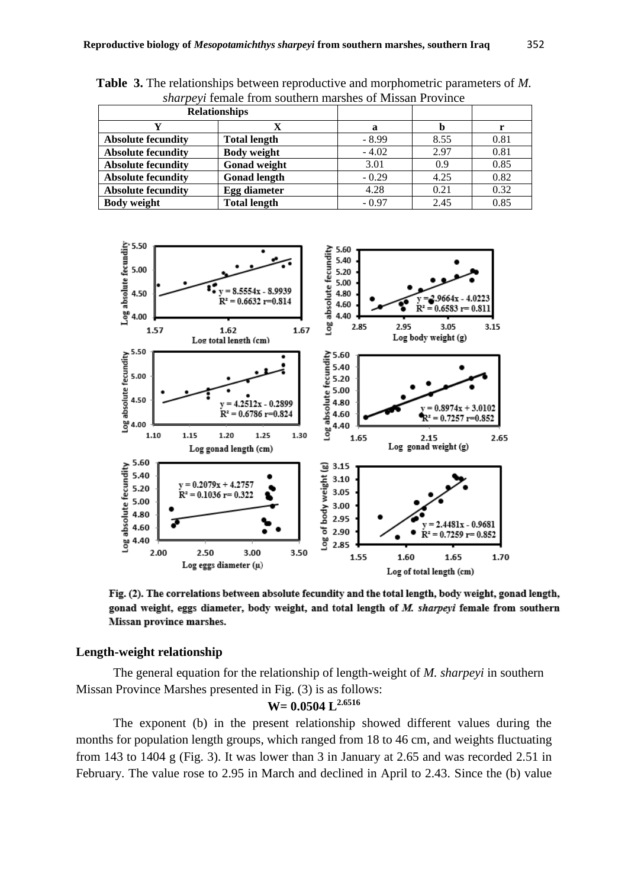**Table 3.** The relationships between reproductive and morphometric parameters of *M. sharpeyi* female from southern marshes of Missan Province

| Relationships | | | | |
|---|---|---|---|---|
| **Y** | **X** | **a** | **b** | **r** |
| **Absolute fecundity** | **Total length** | - 8.99 | 8.55 | 0.81 |
| **Absolute fecundity** | **Body weight** | - 4.02 | 2.97 | 0.81 |
| **Absolute fecundity** | **Gonad weight** | 3.01 | 0.9 | 0.85 |
| **Absolute fecundity** | **Gonad length** | - 0.29 | 4.25 | 0.82 |
| **Absolute fecundity** | **Egg diameter** | 4.28 | 0.21 | 0.32 |
| **Body weight** | **Total length** | - 0.97 | 2.45 | 0.85 |

**Fig. (2). The correlations between absolute fecundity and the total length, body weight, gonad length, gonad weight, eggs diameter, body weight, and total length of *M. sharpeyi* female from southern Missan province marshes.**

### Length-weight relationship

The general equation for the relationship of length-weight of *M. sharpeyi* in southern Missan Province Marshes presented in Fig. (3) is as follows:

$$W = 0.0504\ L^{2.6516}$$

The exponent (b) in the present relationship showed different values during the months for population length groups, which ranged from 18 to 46 cm, and weights fluctuating from 143 to 1404 g (Fig. 3). It was lower than 3 in January at 2.65 and was recorded 2.51 in February. The value rose to 2.95 in March and declined in April to 2.43. Since the (b) value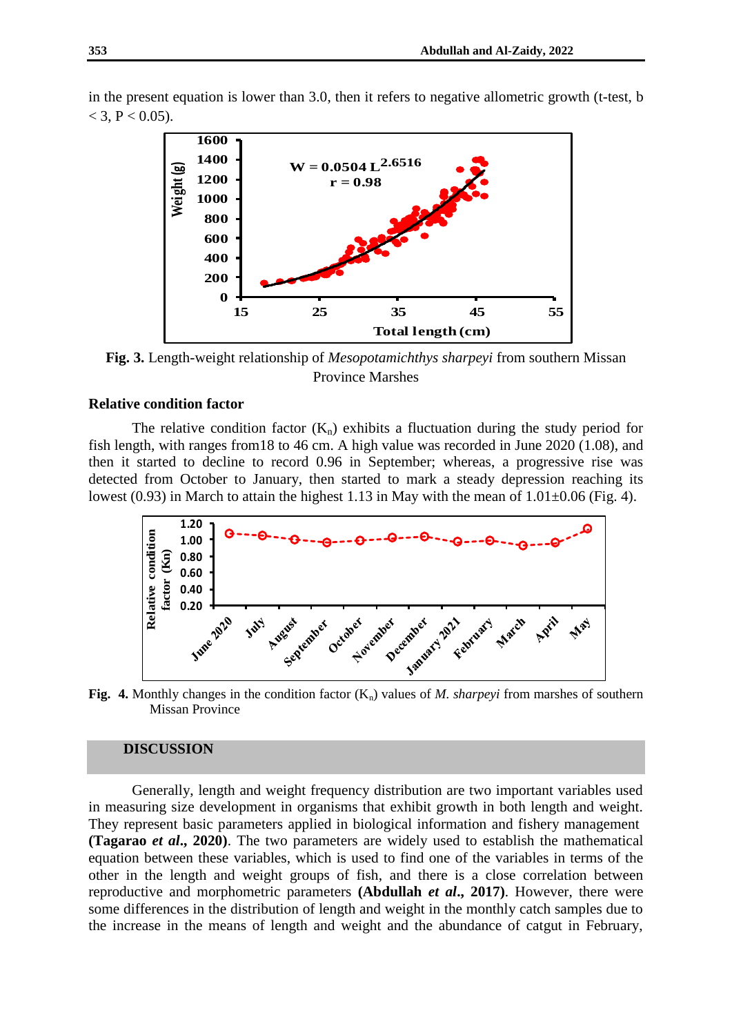in the present equation is lower than 3.0, then it refers to negative allometric growth (t-test, b < 3, P < 0.05).

**Fig. 3.** Length-weight relationship of *Mesopotamichthys sharpeyi* from southern Missan Province Marshes

### Relative condition factor

The relative condition factor ($K_n$) exhibits a fluctuation during the study period for fish length, with ranges from18 to 46 cm. A high value was recorded in June 2020 (1.08), and then it started to decline to record 0.96 in September; whereas, a progressive rise was detected from October to January, then started to mark a steady depression reaching its lowest (0.93) in March to attain the highest 1.13 in May with the mean of 1.01±0.06 (Fig. 4).

**Fig. 4.** Monthly changes in the condition factor ($K_n$) values of *M. sharpeyi* from marshes of southern Missan Province

## DISCUSSION

Generally, length and weight frequency distribution are two important variables used in measuring size development in organisms that exhibit growth in both length and weight. They represent basic parameters applied in biological information and fishery management **(Tagarao *et al*., 2020)**. The two parameters are widely used to establish the mathematical equation between these variables, which is used to find one of the variables in terms of the other in the length and weight groups of fish, and there is a close correlation between reproductive and morphometric parameters **(Abdullah *et al*., 2017)**. However, there were some differences in the distribution of length and weight in the monthly catch samples due to the increase in the means of length and weight and the abundance of catgut in February,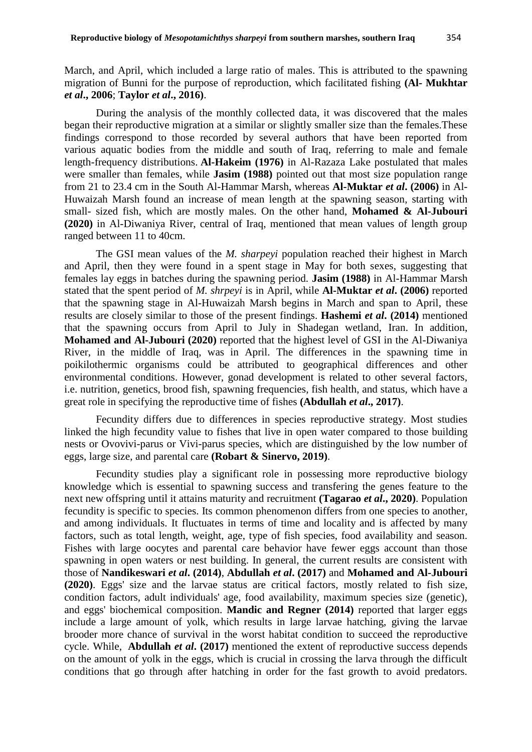March, and April, which included a large ratio of males. This is attributed to the spawning migration of Bunni for the purpose of reproduction, which facilitated fishing **(Al- Mukhtar *et al*., 2006**; **Taylor *et al*., 2016)**.

During the analysis of the monthly collected data, it was discovered that the males began their reproductive migration at a similar or slightly smaller size than the females.These findings correspond to those recorded by several authors that have been reported from various aquatic bodies from the middle and south of Iraq, referring to male and female length-frequency distributions. **Al-Hakeim (1976)** in Al-Razaza Lake postulated that males were smaller than females, while **Jasim (1988)** pointed out that most size population range from 21 to 23.4 cm in the South Al-Hammar Marsh, whereas **Al-Muktar *et al*. (2006)** in Al-Huwaizah Marsh found an increase of mean length at the spawning season, starting with small- sized fish, which are mostly males. On the other hand, **Mohamed & Al-Jubouri (2020)** in Al-Diwaniya River, central of Iraq, mentioned that mean values of length group ranged between 11 to 40cm.

The GSI mean values of the *M. sharpeyi* population reached their highest in March and April, then they were found in a spent stage in May for both sexes, suggesting that females lay eggs in batches during the spawning period. **Jasim (1988)** in Al-Hammar Marsh stated that the spent period of *M. shrpeyi* is in April, while **Al-Muktar *et al*. (2006)** reported that the spawning stage in Al-Huwaizah Marsh begins in March and span to April, these results are closely similar to those of the present findings. **Hashemi *et al*. (2014)** mentioned that the spawning occurs from April to July in Shadegan wetland, Iran. In addition, **Mohamed and Al-Jubouri (2020)** reported that the highest level of GSI in the Al-Diwaniya River, in the middle of Iraq, was in April. The differences in the spawning time in poikilothermic organisms could be attributed to geographical differences and other environmental conditions. However, gonad development is related to other several factors, i.e. nutrition, genetics, brood fish, spawning frequencies, fish health, and status, which have a great role in specifying the reproductive time of fishes **(Abdullah *et al*., 2017)**.

Fecundity differs due to differences in species reproductive strategy. Most studies linked the high fecundity value to fishes that live in open water compared to those building nests or Ovovivi-parus or Vivi-parus species, which are distinguished by the low number of eggs, large size, and parental care **(Robart & Sinervo, 2019)**.

Fecundity studies play a significant role in possessing more reproductive biology knowledge which is essential to spawning success and transfering the genes feature to the next new offspring until it attains maturity and recruitment **(Tagarao *et al*., 2020)**. Population fecundity is specific to species. Its common phenomenon differs from one species to another, and among individuals. It fluctuates in terms of time and locality and is affected by many factors, such as total length, weight, age, type of fish species, food availability and season. Fishes with large oocytes and parental care behavior have fewer eggs account than those spawning in open waters or nest building. In general, the current results are consistent with those of **Nandikeswari *et al*. (2014)**, **Abdullah *et al*. (2017)** and **Mohamed and Al-Jubouri (2020)**. Eggs' size and the larvae status are critical factors, mostly related to fish size, condition factors, adult individuals' age, food availability, maximum species size (genetic), and eggs' biochemical composition. **Mandic and Regner (2014)** reported that larger eggs include a large amount of yolk, which results in large larvae hatching, giving the larvae brooder more chance of survival in the worst habitat condition to succeed the reproductive cycle. While, **Abdullah *et al*. (2017)** mentioned the extent of reproductive success depends on the amount of yolk in the eggs, which is crucial in crossing the larva through the difficult conditions that go through after hatching in order for the fast growth to avoid predators.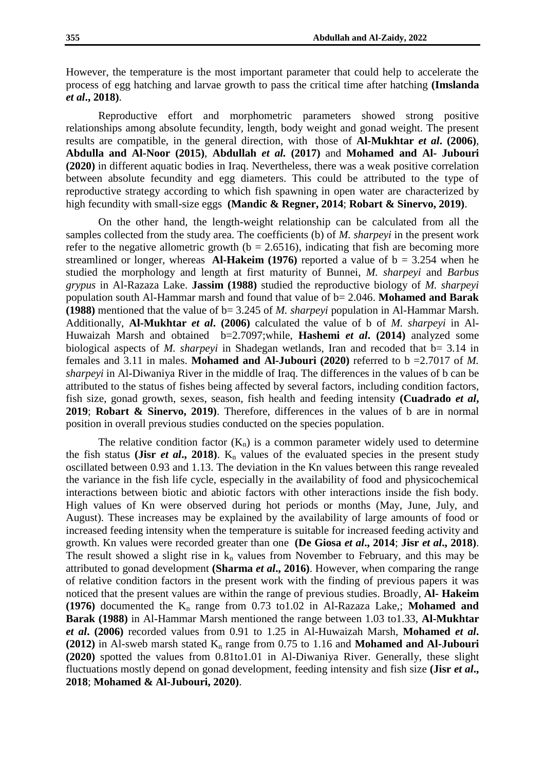However, the temperature is the most important parameter that could help to accelerate the process of egg hatching and larvae growth to pass the critical time after hatching **(Imslanda *et al*., 2018)**.

Reproductive effort and morphometric parameters showed strong positive relationships among absolute fecundity, length, body weight and gonad weight. The present results are compatible, in the general direction, with those of **Al-Mukhtar *et al*. (2006)**, **Abdulla and Al-Noor (2015)**, **Abdullah *et al.* (2017)** and **Mohamed and Al- Jubouri (2020)** in different aquatic bodies in Iraq. Nevertheless, there was a weak positive correlation between absolute fecundity and egg diameters. This could be attributed to the type of reproductive strategy according to which fish spawning in open water are characterized by high fecundity with small-size eggs **(Mandic & Regner, 2014**; **Robart & Sinervo, 2019)**.

On the other hand, the length-weight relationship can be calculated from all the samples collected from the study area. The coefficients (b) of *M. sharpeyi* in the present work refer to the negative allometric growth ($b = 2.6516$), indicating that fish are becoming more streamlined or longer, whereas **Al-Hakeim (1976)** reported a value of $b = 3.254$ when he studied the morphology and length at first maturity of Bunnei, *M. sharpeyi* and *Barbus grypus* in Al-Razaza Lake. **Jassim (1988)** studied the reproductive biology of *M. sharpeyi* population south Al-Hammar marsh and found that value of $b= 2.046$. **Mohamed and Barak (1988)** mentioned that the value of $b= 3.245$ of *M. sharpeyi* population in Al-Hammar Marsh. Additionally, **Al-Mukhtar *et al*. (2006)** calculated the value of b of *M. sharpeyi* in Al-Huwaizah Marsh and obtained $b=2.7097$;while, **Hashemi *et al*. (2014)** analyzed some biological aspects of *M. sharpeyi* in Shadegan wetlands, Iran and recoded that $b= 3.14$ in females and 3.11 in males. **Mohamed and Al-Jubouri (2020)** referred to $b =2.7017$ of *M. sharpeyi* in Al-Diwaniya River in the middle of Iraq. The differences in the values of b can be attributed to the status of fishes being affected by several factors, including condition factors, fish size, gonad growth, sexes, season, fish health and feeding intensity **(Cuadrado *et al*, 2019**; **Robart & Sinervo, 2019)**. Therefore, differences in the values of b are in normal position in overall previous studies conducted on the species population.

The relative condition factor ($K_n$) is a common parameter widely used to determine the fish status **(Jisr *et al*., 2018)**. $K_n$ values of the evaluated species in the present study oscillated between 0.93 and 1.13. The deviation in the Kn values between this range revealed the variance in the fish life cycle, especially in the availability of food and physicochemical interactions between biotic and abiotic factors with other interactions inside the fish body. High values of Kn were observed during hot periods or months (May, June, July, and August). These increases may be explained by the availability of large amounts of food or increased feeding intensity when the temperature is suitable for increased feeding activity and growth. Kn values were recorded greater than one **(De Giosa *et al*., 2014**; **Jisr *et al*., 2018)**. The result showed a slight rise in $k_n$ values from November to February, and this may be attributed to gonad development **(Sharma *et al*., 2016)**. However, when comparing the range of relative condition factors in the present work with the finding of previous papers it was noticed that the present values are within the range of previous studies. Broadly, **Al- Hakeim (1976)** documented the $K_n$ range from 0.73 to1.02 in Al-Razaza Lake,; **Mohamed and Barak (1988)** in Al-Hammar Marsh mentioned the range between 1.03 to1.33, **Al-Mukhtar *et al*. (2006)** recorded values from 0.91 to 1.25 in Al-Huwaizah Marsh, **Mohamed *et al*. (2012)** in Al-sweb marsh stated $K_n$ range from 0.75 to 1.16 and **Mohamed and Al-Jubouri (2020)** spotted the values from 0.81to1.01 in Al-Diwaniya River. Generally, these slight fluctuations mostly depend on gonad development, feeding intensity and fish size **(Jisr *et al*., 2018**; **Mohamed & Al-Jubouri, 2020)**.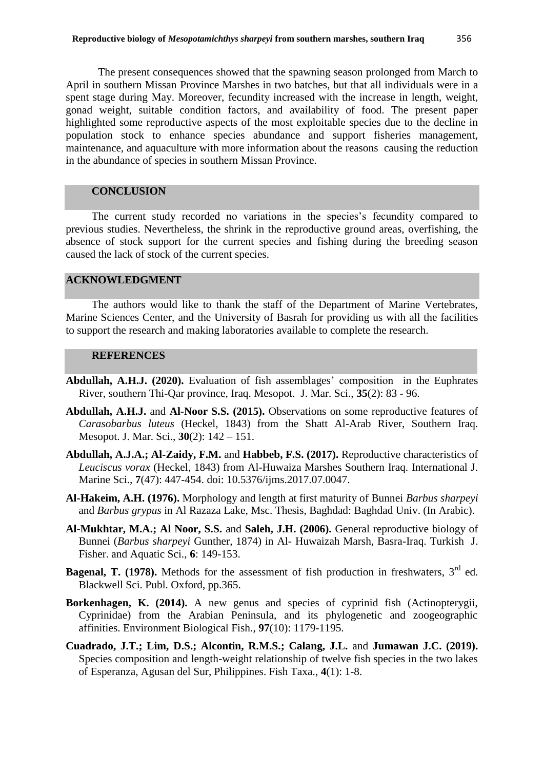The present consequences showed that the spawning season prolonged from March to April in southern Missan Province Marshes in two batches, but that all individuals were in a spent stage during May. Moreover, fecundity increased with the increase in length, weight, gonad weight, suitable condition factors, and availability of food. The present paper highlighted some reproductive aspects of the most exploitable species due to the decline in population stock to enhance species abundance and support fisheries management, maintenance, and aquaculture with more information about the reasons causing the reduction in the abundance of species in southern Missan Province.

## CONCLUSION

The current study recorded no variations in the species's fecundity compared to previous studies. Nevertheless, the shrink in the reproductive ground areas, overfishing, the absence of stock support for the current species and fishing during the breeding season caused the lack of stock of the current species.

## ACKNOWLEDGMENT

The authors would like to thank the staff of the Department of Marine Vertebrates, Marine Sciences Center, and the University of Basrah for providing us with all the facilities to support the research and making laboratories available to complete the research.

## REFERENCES

**Abdullah, A.H.J. (2020).** Evaluation of fish assemblages' composition in the Euphrates River, southern Thi-Qar province, Iraq. Mesopot. J. Mar. Sci., **35**(2): 83 - 96.

**Abdullah, A.H.J.** and **Al-Noor S.S. (2015).** Observations on some reproductive features of *Carasobarbus luteus* (Heckel, 1843) from the Shatt Al-Arab River, Southern Iraq. Mesopot. J. Mar. Sci., **30**(2): 142 – 151.

**Abdullah, A.J.A.; Al-Zaidy, F.M.** and **Habbeb, F.S. (2017).** Reproductive characteristics of *Leuciscus vorax* (Heckel, 1843) from Al-Huwaiza Marshes Southern Iraq. International J. Marine Sci., **7**(47): 447-454. doi: 10.5376/ijms.2017.07.0047.

**Al-Hakeim, A.H. (1976).** Morphology and length at first maturity of Bunnei *Barbus sharpeyi* and *Barbus grypus* in Al Razaza Lake, Msc. Thesis, Baghdad: Baghdad Univ. (In Arabic).

**Al-Mukhtar, M.A.; Al Noor, S.S.** and **Saleh, J.H. (2006).** General reproductive biology of Bunnei (*Barbus sharpeyi* Gunther, 1874) in Al- Huwaizah Marsh, Basra-Iraq. Turkish J. Fisher. and Aquatic Sci., **6**: 149-153.

**Bagenal, T. (1978).** Methods for the assessment of fish production in freshwaters, 3rd ed. Blackwell Sci. Publ. Oxford, pp.365.

**Borkenhagen, K. (2014).** A new genus and species of cyprinid fish (Actinopterygii, Cyprinidae) from the Arabian Peninsula, and its phylogenetic and zoogeographic affinities. Environment Biological Fish., **97**(10): 1179-1195.

**Cuadrado, J.T.; Lim, D.S.; Alcontin, R.M.S.; Calang, J.L.** and **Jumawan J.C. (2019).** Species composition and length-weight relationship of twelve fish species in the two lakes of Esperanza, Agusan del Sur, Philippines. Fish Taxa., **4**(1): 1-8.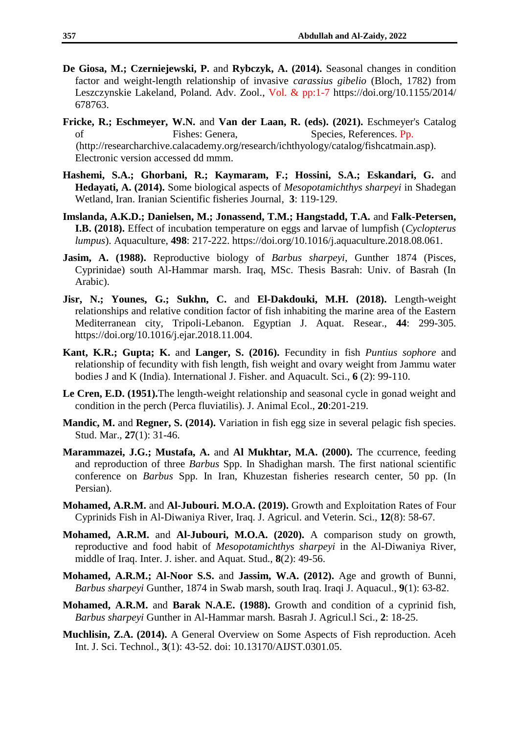**De Giosa, M.; Czerniejewski, P.** and **Rybczyk, A. (2014).** Seasonal changes in condition factor and weight-length relationship of invasive *carassius gibelio* (Bloch, 1782) from Leszczynskie Lakeland, Poland. Adv. Zool., Vol. & pp:1-7 https://doi.org/10.1155/2014/678763.

**Fricke, R.; Eschmeyer, W.N.** and **Van der Laan, R. (eds). (2021).** Eschmeyer's Catalog of Fishes: Genera, Species, References. Pp. (http://researcharchive.calacademy.org/research/ichthyology/catalog/fishcatmain.asp). Electronic version accessed dd mmm.

**Hashemi, S.A.; Ghorbani, R.; Kaymaram, F.; Hossini, S.A.; Eskandari, G.** and **Hedayati, A. (2014).** Some biological aspects of *Mesopotamichthys sharpeyi* in Shadegan Wetland, Iran. Iranian Scientific fisheries Journal, **3**: 119-129.

**Imslanda, A.K.D.; Danielsen, M.; Jonassend, T.M.; Hangstadd, T.A.** and **Falk-Petersen, I.B. (2018).** Effect of incubation temperature on eggs and larvae of lumpfish (*Cyclopterus lumpus*). Aquaculture, **498**: 217-222. https://doi.org/10.1016/j.aquaculture.2018.08.061.

**Jasim, A. (1988).** Reproductive biology of *Barbus sharpeyi*, Gunther 1874 (Pisces, Cyprinidae) south Al-Hammar marsh. Iraq, MSc. Thesis Basrah: Univ. of Basrah (In Arabic).

**Jisr, N.; Younes, G.; Sukhn, C.** and **El-Dakdouki, M.H. (2018).** Length-weight relationships and relative condition factor of fish inhabiting the marine area of the Eastern Mediterranean city, Tripoli-Lebanon. Egyptian J. Aquat. Resear., **44**: 299-305. https://doi.org/10.1016/j.ejar.2018.11.004.

**Kant, K.R.; Gupta; K.** and **Langer, S. (2016).** Fecundity in fish *Puntius sophore* and relationship of fecundity with fish length, fish weight and ovary weight from Jammu water bodies J and K (India). International J. Fisher. and Aquacult. Sci., **6** (2): 99-110.

**Le Cren, E.D. (1951).**The length-weight relationship and seasonal cycle in gonad weight and condition in the perch (Perca fluviatilis). J. Animal Ecol., **20**:201-219.

**Mandic, M.** and **Regner, S. (2014).** Variation in fish egg size in several pelagic fish species. Stud. Mar., **27**(1): 31-46.

**Marammazei, J.G.; Mustafa, A.** and **Al Mukhtar, M.A. (2000).** The ccurrence, feeding and reproduction of three *Barbus* Spp. In Shadighan marsh. The first national scientific conference on *Barbus* Spp. In Iran, Khuzestan fisheries research center, 50 pp. (In Persian).

**Mohamed, A.R.M.** and **Al-Jubouri. M.O.A. (2019).** Growth and Exploitation Rates of Four Cyprinids Fish in Al-Diwaniya River, Iraq. J. Agricul. and Veterin. Sci., **12**(8): 58-67.

**Mohamed, A.R.M.** and **Al-Jubouri, M.O.A. (2020).** A comparison study on growth, reproductive and food habit of *Mesopotamichthys sharpeyi* in the Al-Diwaniya River, middle of Iraq. Inter. J. isher. and Aquat. Stud., **8**(2): 49-56.

**Mohamed, A.R.M.; Al-Noor S.S.** and **Jassim, W.A. (2012).** Age and growth of Bunni, *Barbus sharpeyi* Gunther, 1874 in Swab marsh, south Iraq. Iraqi J. Aquacul., **9**(1): 63-82.

**Mohamed, A.R.M.** and **Barak N.A.E. (1988).** Growth and condition of a cyprinid fish, *Barbus sharpeyi* Gunther in Al-Hammar marsh. Basrah J. Agricul.l Sci., **2**: 18-25.

**Muchlisin, Z.A. (2014).** A General Overview on Some Aspects of Fish reproduction. Aceh Int. J. Sci. Technol., **3**(1): 43-52. doi: 10.13170/AIJST.0301.05.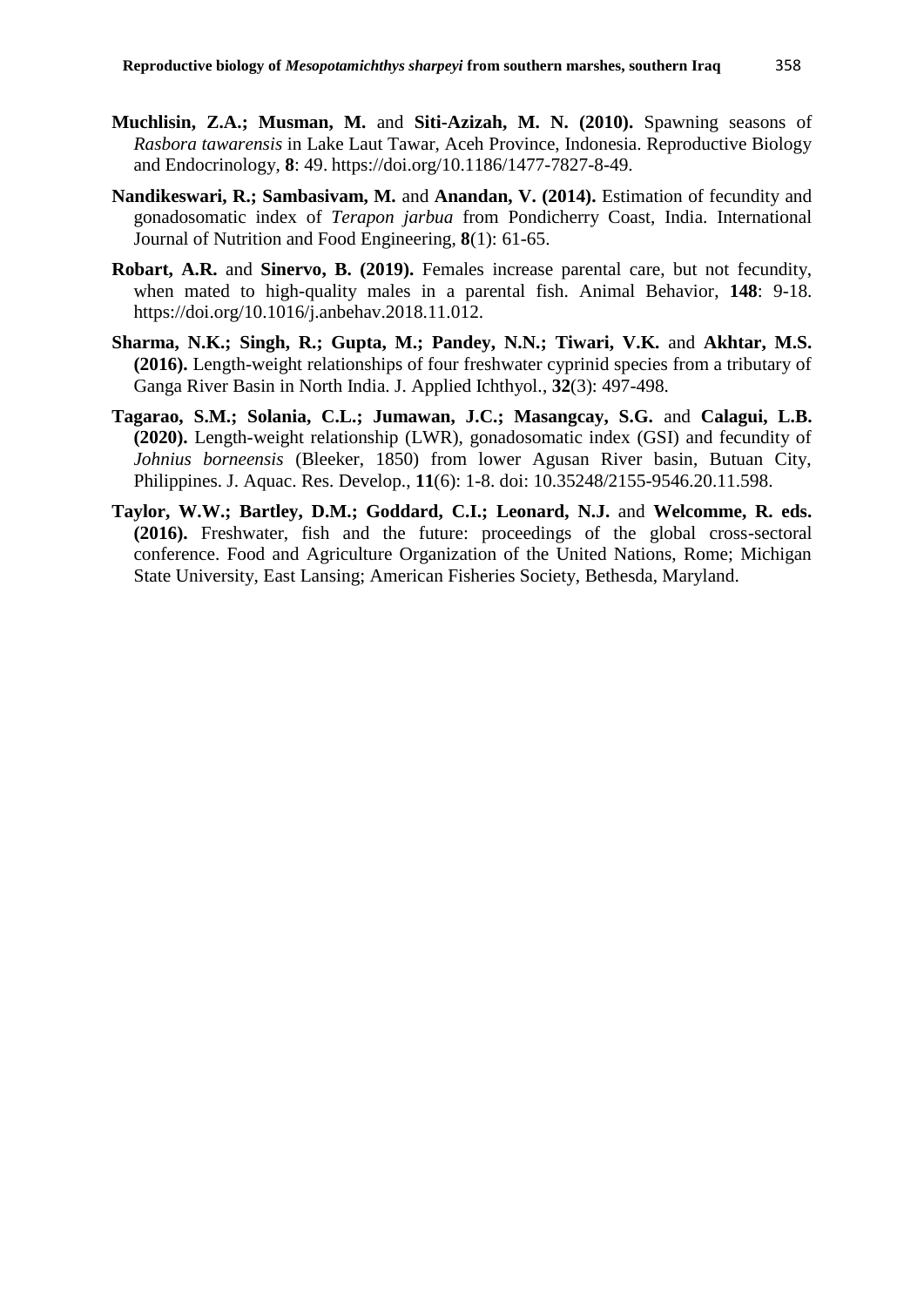**Muchlisin, Z.A.; Musman, M.** and **Siti-Azizah, M. N. (2010).** Spawning seasons of *Rasbora tawarensis* in Lake Laut Tawar, Aceh Province, Indonesia. Reproductive Biology and Endocrinology, **8**: 49. https://doi.org/10.1186/1477-7827-8-49.

**Nandikeswari, R.; Sambasivam, M.** and **Anandan, V. (2014).** Estimation of fecundity and gonadosomatic index of *Terapon jarbua* from Pondicherry Coast, India. International Journal of Nutrition and Food Engineering, **8**(1): 61-65.

**Robart, A.R.** and **Sinervo, B. (2019).** Females increase parental care, but not fecundity, when mated to high-quality males in a parental fish. Animal Behavior, **148**: 9-18. https://doi.org/10.1016/j.anbehav.2018.11.012.

**Sharma, N.K.; Singh, R.; Gupta, M.; Pandey, N.N.; Tiwari, V.K.** and **Akhtar, M.S. (2016).** Length-weight relationships of four freshwater cyprinid species from a tributary of Ganga River Basin in North India. J. Applied Ichthyol., **32**(3): 497-498.

**Tagarao, S.M.; Solania, C.L.; Jumawan, J.C.; Masangcay, S.G.** and **Calagui, L.B. (2020).** Length-weight relationship (LWR), gonadosomatic index (GSI) and fecundity of *Johnius borneensis* (Bleeker, 1850) from lower Agusan River basin, Butuan City, Philippines. J. Aquac. Res. Develop., **11**(6): 1-8. doi: 10.35248/2155-9546.20.11.598.

**Taylor, W.W.; Bartley, D.M.; Goddard, C.I.; Leonard, N.J.** and **Welcomme, R. eds. (2016).** Freshwater, fish and the future: proceedings of the global cross-sectoral conference. Food and Agriculture Organization of the United Nations, Rome; Michigan State University, East Lansing; American Fisheries Society, Bethesda, Maryland.